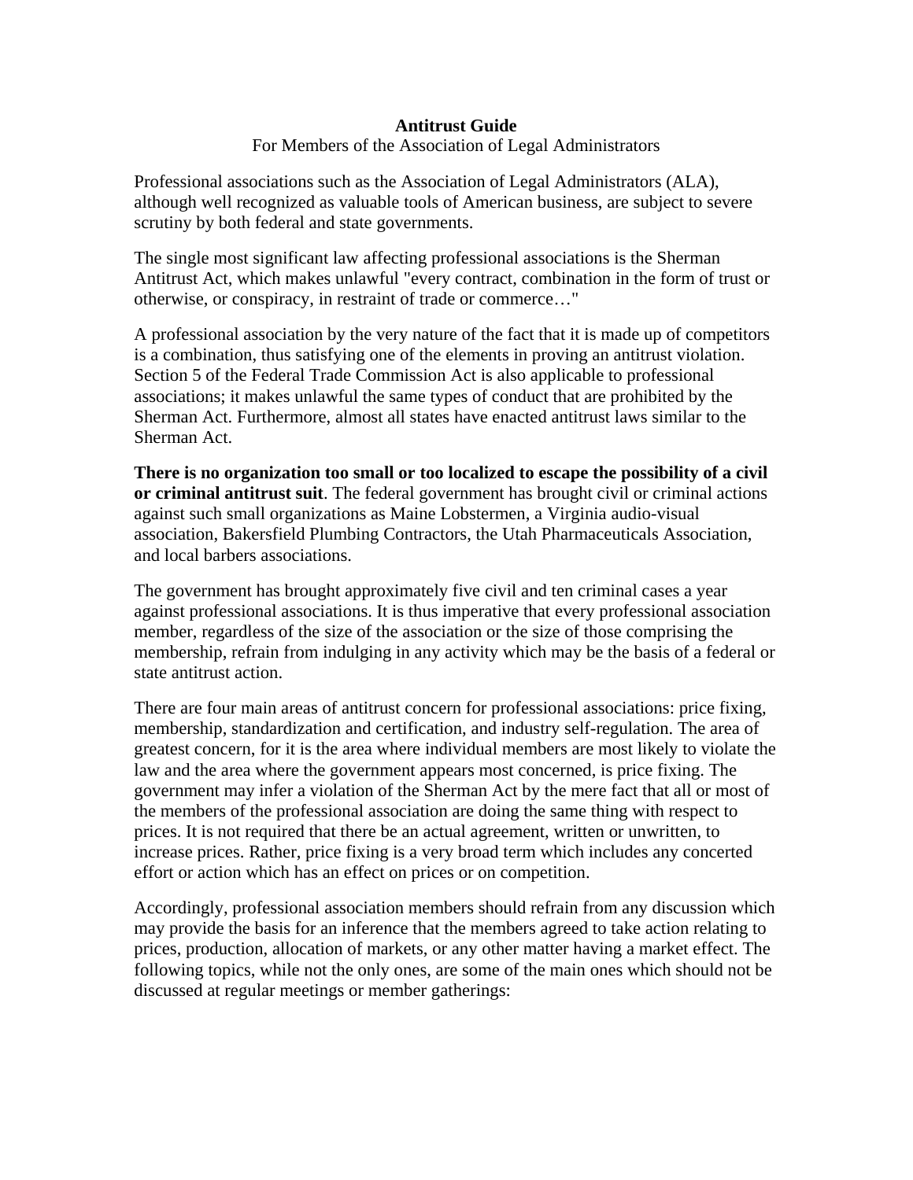**Antitrust Guide**

For Members of the Association of Legal Administrators

Professional associations such as the Association of Legal Administrators (ALA), although well recognized as valuable tools of American business, are subject to severe scrutiny by both federal and state governments.

The single most significant law affecting professional associations is the Sherman Antitrust Act, which makes unlawful "every contract, combination in the form of trust or otherwise, or conspiracy, in restraint of trade or commerce…"

A professional association by the very nature of the fact that it is made up of competitors is a combination, thus satisfying one of the elements in proving an antitrust violation. Section 5 of the Federal Trade Commission Act is also applicable to professional associations; it makes unlawful the same types of conduct that are prohibited by the Sherman Act. Furthermore, almost all states have enacted antitrust laws similar to the Sherman Act.

**There is no organization too small or too localized to escape the possibility of a civil or criminal antitrust suit**. The federal government has brought civil or criminal actions against such small organizations as Maine Lobstermen, a Virginia audio-visual association, Bakersfield Plumbing Contractors, the Utah Pharmaceuticals Association, and local barbers associations.

The government has brought approximately five civil and ten criminal cases a year against professional associations. It is thus imperative that every professional association member, regardless of the size of the association or the size of those comprising the membership, refrain from indulging in any activity which may be the basis of a federal or state antitrust action.

There are four main areas of antitrust concern for professional associations: price fixing, membership, standardization and certification, and industry self-regulation. The area of greatest concern, for it is the area where individual members are most likely to violate the law and the area where the government appears most concerned, is price fixing. The government may infer a violation of the Sherman Act by the mere fact that all or most of the members of the professional association are doing the same thing with respect to prices. It is not required that there be an actual agreement, written or unwritten, to increase prices. Rather, price fixing is a very broad term which includes any concerted effort or action which has an effect on prices or on competition.

Accordingly, professional association members should refrain from any discussion which may provide the basis for an inference that the members agreed to take action relating to prices, production, allocation of markets, or any other matter having a market effect. The following topics, while not the only ones, are some of the main ones which should not be discussed at regular meetings or member gatherings: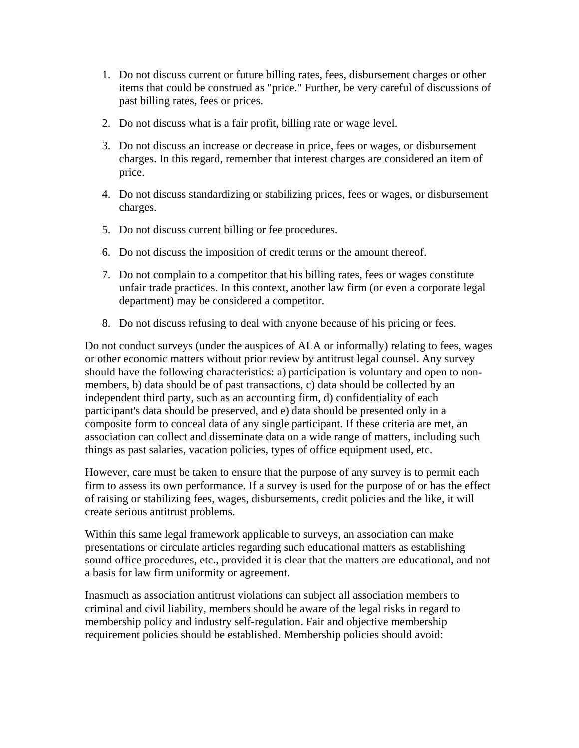1. Do not discuss current or future billing rates, fees, disbursement charges or other items that could be construed as "price." Further, be very careful of discussions of past billing rates, fees or prices.
2. Do not discuss what is a fair profit, billing rate or wage level.
3. Do not discuss an increase or decrease in price, fees or wages, or disbursement charges. In this regard, remember that interest charges are considered an item of price.
4. Do not discuss standardizing or stabilizing prices, fees or wages, or disbursement charges.
5. Do not discuss current billing or fee procedures.
6. Do not discuss the imposition of credit terms or the amount thereof.
7. Do not complain to a competitor that his billing rates, fees or wages constitute unfair trade practices. In this context, another law firm (or even a corporate legal department) may be considered a competitor.
8. Do not discuss refusing to deal with anyone because of his pricing or fees.

Do not conduct surveys (under the auspices of ALA or informally) relating to fees, wages or other economic matters without prior review by antitrust legal counsel. Any survey should have the following characteristics: a) participation is voluntary and open to non-members, b) data should be of past transactions, c) data should be collected by an independent third party, such as an accounting firm, d) confidentiality of each participant's data should be preserved, and e) data should be presented only in a composite form to conceal data of any single participant. If these criteria are met, an association can collect and disseminate data on a wide range of matters, including such things as past salaries, vacation policies, types of office equipment used, etc.

However, care must be taken to ensure that the purpose of any survey is to permit each firm to assess its own performance. If a survey is used for the purpose of or has the effect of raising or stabilizing fees, wages, disbursements, credit policies and the like, it will create serious antitrust problems.

Within this same legal framework applicable to surveys, an association can make presentations or circulate articles regarding such educational matters as establishing sound office procedures, etc., provided it is clear that the matters are educational, and not a basis for law firm uniformity or agreement.

Inasmuch as association antitrust violations can subject all association members to criminal and civil liability, members should be aware of the legal risks in regard to membership policy and industry self-regulation. Fair and objective membership requirement policies should be established. Membership policies should avoid: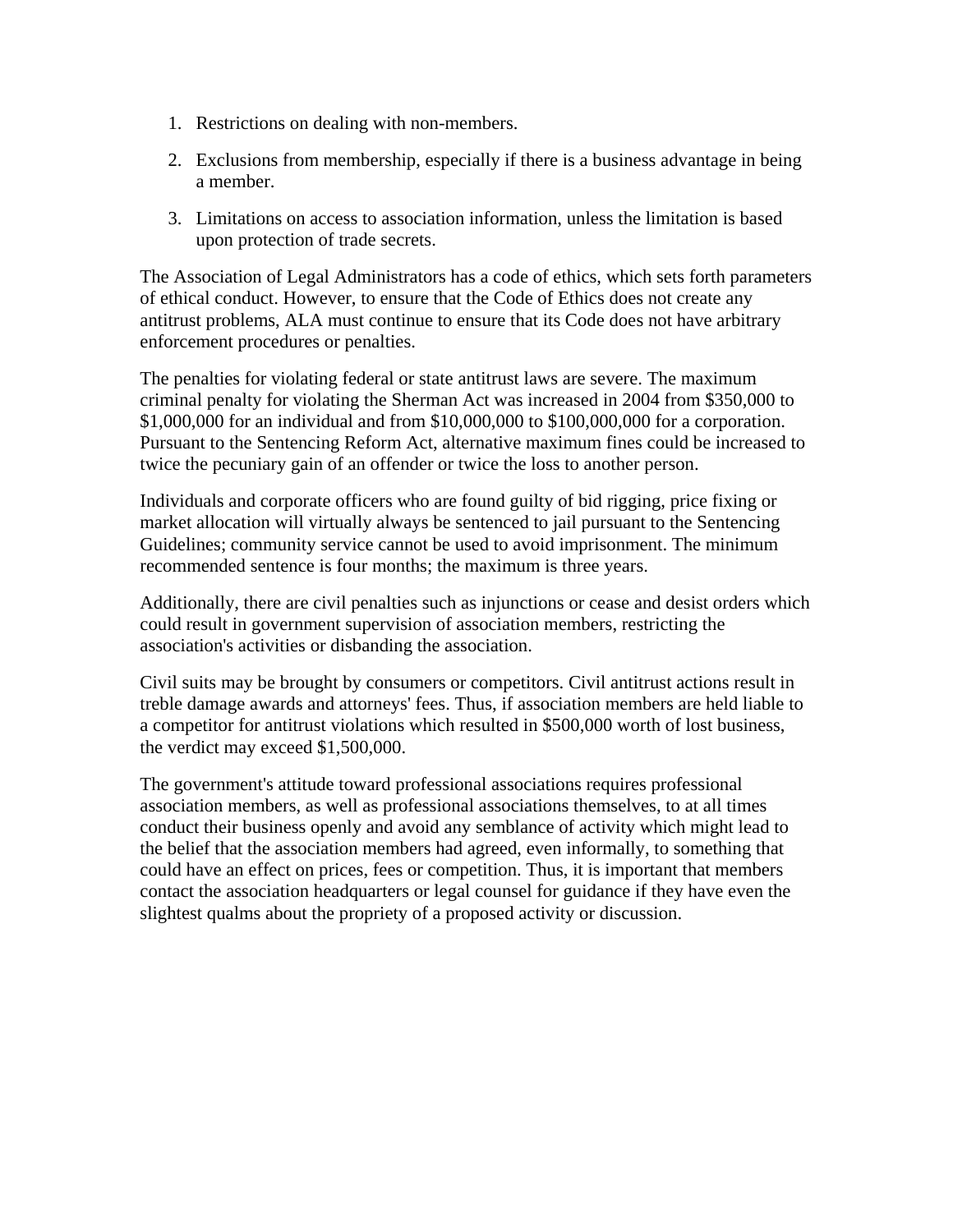1. Restrictions on dealing with non-members.
2. Exclusions from membership, especially if there is a business advantage in being a member.
3. Limitations on access to association information, unless the limitation is based upon protection of trade secrets.

The Association of Legal Administrators has a code of ethics, which sets forth parameters of ethical conduct. However, to ensure that the Code of Ethics does not create any antitrust problems, ALA must continue to ensure that its Code does not have arbitrary enforcement procedures or penalties.

The penalties for violating federal or state antitrust laws are severe. The maximum criminal penalty for violating the Sherman Act was increased in 2004 from $350,000 to $1,000,000 for an individual and from $10,000,000 to $100,000,000 for a corporation. Pursuant to the Sentencing Reform Act, alternative maximum fines could be increased to twice the pecuniary gain of an offender or twice the loss to another person.

Individuals and corporate officers who are found guilty of bid rigging, price fixing or market allocation will virtually always be sentenced to jail pursuant to the Sentencing Guidelines; community service cannot be used to avoid imprisonment. The minimum recommended sentence is four months; the maximum is three years.

Additionally, there are civil penalties such as injunctions or cease and desist orders which could result in government supervision of association members, restricting the association's activities or disbanding the association.

Civil suits may be brought by consumers or competitors. Civil antitrust actions result in treble damage awards and attorneys' fees. Thus, if association members are held liable to a competitor for antitrust violations which resulted in $500,000 worth of lost business, the verdict may exceed $1,500,000.

The government's attitude toward professional associations requires professional association members, as well as professional associations themselves, to at all times conduct their business openly and avoid any semblance of activity which might lead to the belief that the association members had agreed, even informally, to something that could have an effect on prices, fees or competition. Thus, it is important that members contact the association headquarters or legal counsel for guidance if they have even the slightest qualms about the propriety of a proposed activity or discussion.